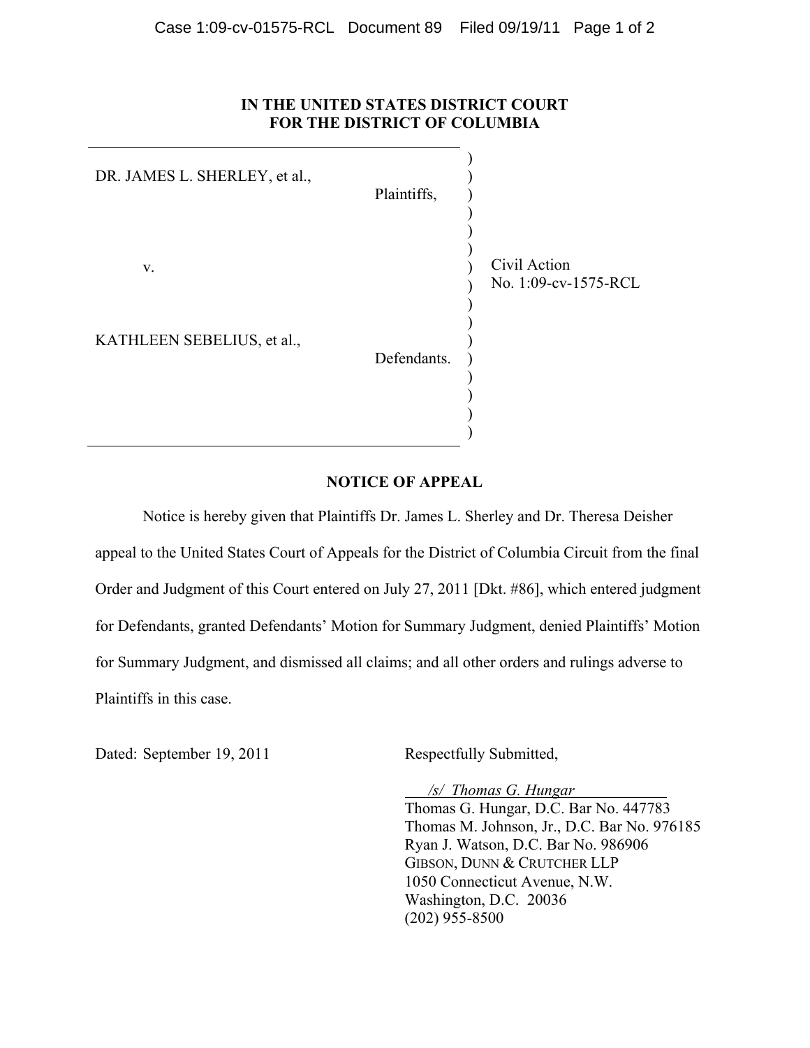**IN THE UNITED STATES DISTRICT COURT**
**FOR THE DISTRICT OF COLUMBIA**

| | | |
|---|---|---|
| DR. JAMES L. SHERLEY, et al., Plaintiffs, | ) | |
| v. | ) | Civil Action No. 1:09-cv-1575-RCL |
| KATHLEEN SEBELIUS, et al., Defendants. | ) | |

**NOTICE OF APPEAL**

Notice is hereby given that Plaintiffs Dr. James L. Sherley and Dr. Theresa Deisher appeal to the United States Court of Appeals for the District of Columbia Circuit from the final Order and Judgment of this Court entered on July 27, 2011 [Dkt. #86], which entered judgment for Defendants, granted Defendants' Motion for Summary Judgment, denied Plaintiffs' Motion for Summary Judgment, and dismissed all claims; and all other orders and rulings adverse to Plaintiffs in this case.

Dated: September 19, 2011

Respectfully Submitted,

*/s/ Thomas G. Hungar*
Thomas G. Hungar, D.C. Bar No. 447783
Thomas M. Johnson, Jr., D.C. Bar No. 976185
Ryan J. Watson, D.C. Bar No. 986906
GIBSON, DUNN & CRUTCHER LLP
1050 Connecticut Avenue, N.W.
Washington, D.C. 20036
(202) 955-8500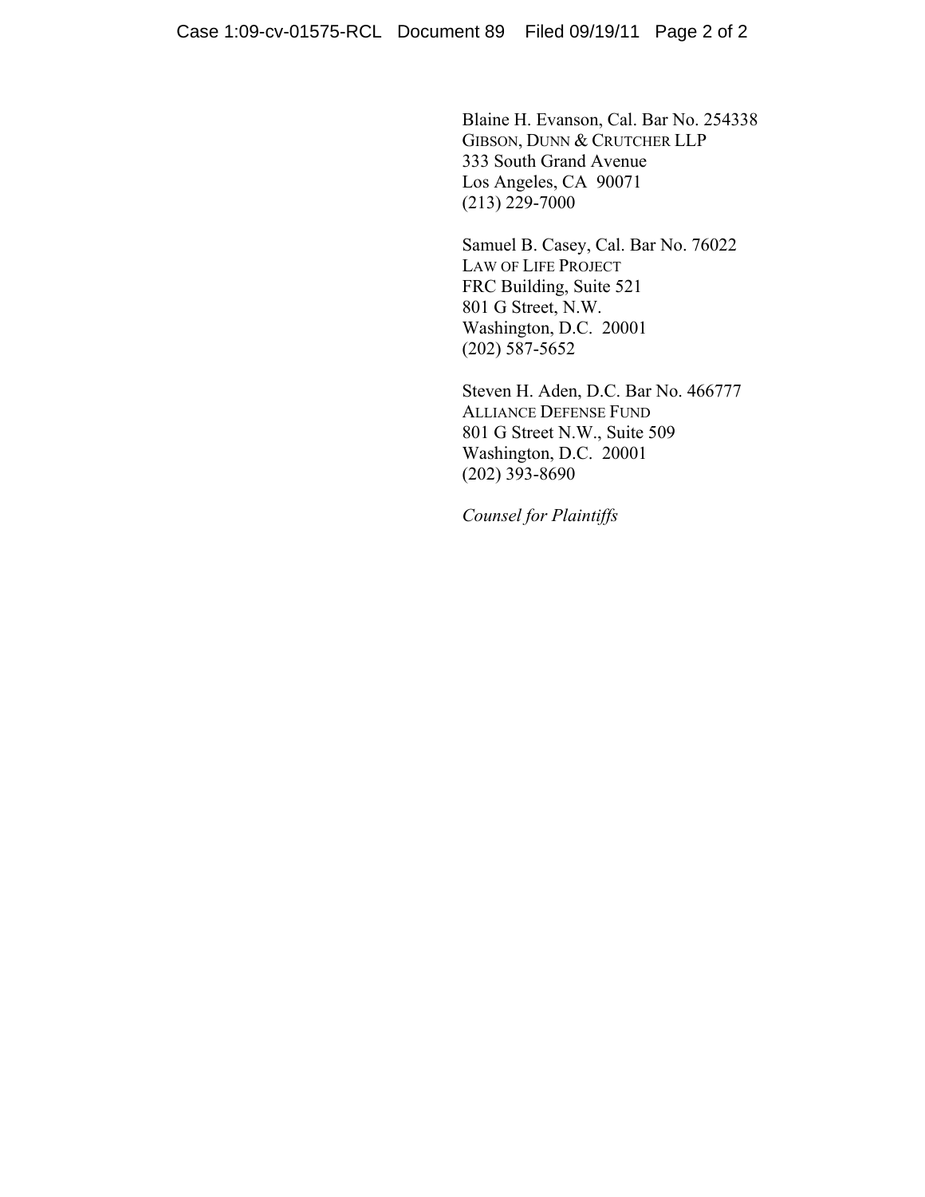Blaine H. Evanson, Cal. Bar No. 254338
GIBSON, DUNN & CRUTCHER LLP
333 South Grand Avenue
Los Angeles, CA 90071
(213) 229-7000

Samuel B. Casey, Cal. Bar No. 76022
LAW OF LIFE PROJECT
FRC Building, Suite 521
801 G Street, N.W.
Washington, D.C. 20001
(202) 587-5652

Steven H. Aden, D.C. Bar No. 466777
ALLIANCE DEFENSE FUND
801 G Street N.W., Suite 509
Washington, D.C. 20001
(202) 393-8690

*Counsel for Plaintiffs*